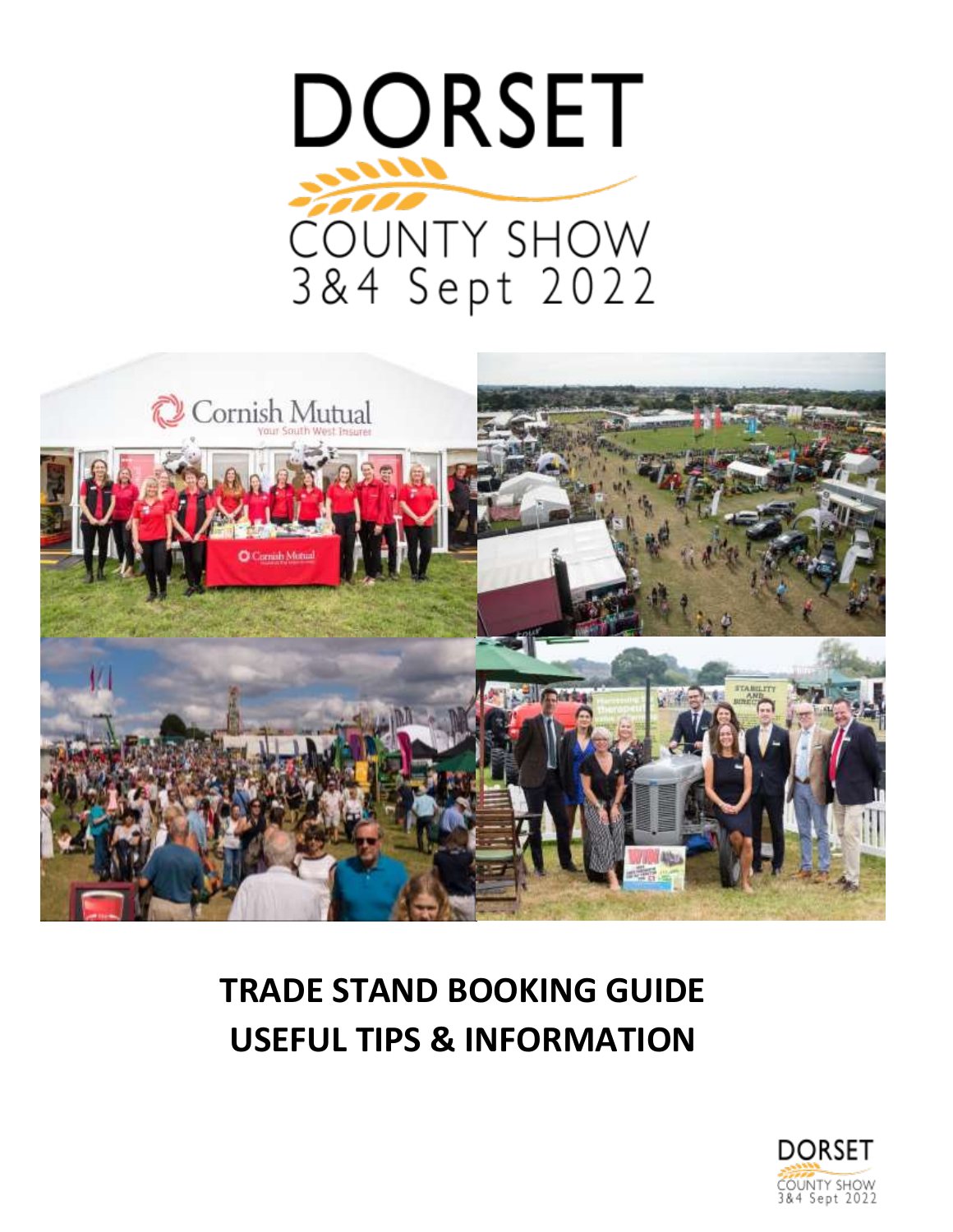# DORSET COUNTY SHOW 3&4 Sept 2022

## TRADE STAND BOOKING GUIDE
## USEFUL TIPS & INFORMATION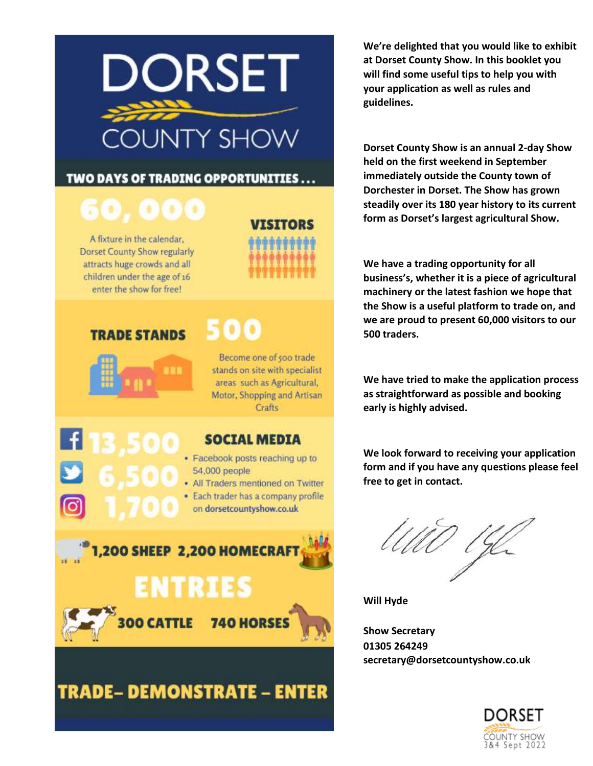# DORSET COUNTY SHOW

## TWO DAYS OF TRADING OPPORTUNITIES ...

**60,000 VISITORS**

A fixture in the calendar, Dorset County Show regularly attracts huge crowds and all children under the age of 16 enter the show for free!

**TRADE STANDS 500**

Become one of 500 trade stands on site with specialist areas such as Agricultural, Motor, Shopping and Artisan Crafts

**SOCIAL MEDIA**

13,500
6,500
1,700

- Facebook posts reaching up to 54,000 people
- All Traders mentioned on Twitter
- Each trader has a company profile on dorsetcountyshow.co.uk

**ENTRIES**

1,200 SHEEP 2,200 HOMECRAFT

300 CATTLE 740 HORSES

**TRADE– DEMONSTRATE – ENTER**

**We're delighted that you would like to exhibit at Dorset County Show. In this booklet you will find some useful tips to help you with your application as well as rules and guidelines.**

**Dorset County Show is an annual 2-day Show held on the first weekend in September immediately outside the County town of Dorchester in Dorset. The Show has grown steadily over its 180 year history to its current form as Dorset's largest agricultural Show.**

**We have a trading opportunity for all business's, whether it is a piece of agricultural machinery or the latest fashion we hope that the Show is a useful platform to trade on, and we are proud to present 60,000 visitors to our 500 traders.**

**We have tried to make the application process as straightforward as possible and booking early is highly advised.**

**We look forward to receiving your application form and if you have any questions please feel free to get in contact.**

**Will Hyde**

**Show Secretary**
**01305 264249**
**secretary@dorsetcountyshow.co.uk**

DORSET COUNTY SHOW
3&4 Sept 2022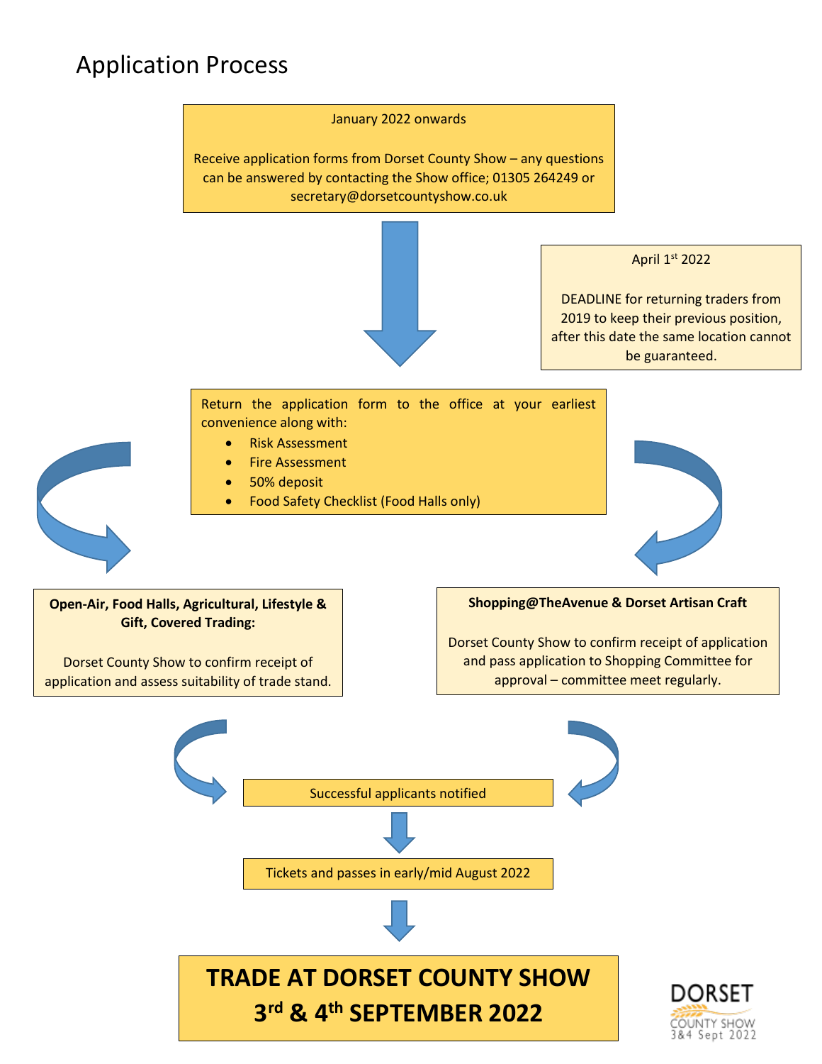# Application Process

January 2022 onwards

Receive application forms from Dorset County Show – any questions can be answered by contacting the Show office; 01305 264249 or secretary@dorsetcountyshow.co.uk

April 1st 2022

DEADLINE for returning traders from 2019 to keep their previous position, after this date the same location cannot be guaranteed.

Return the application form to the office at your earliest convenience along with:

- Risk Assessment
- Fire Assessment
- 50% deposit
- Food Safety Checklist (Food Halls only)

**Open-Air, Food Halls, Agricultural, Lifestyle & Gift, Covered Trading:**

Dorset County Show to confirm receipt of application and assess suitability of trade stand.

**Shopping@TheAvenue & Dorset Artisan Craft**

Dorset County Show to confirm receipt of application and pass application to Shopping Committee for approval – committee meet regularly.

Successful applicants notified

Tickets and passes in early/mid August 2022

**TRADE AT DORSET COUNTY SHOW**
**3rd & 4th SEPTEMBER 2022**

DORSET COUNTY SHOW 3&4 Sept 2022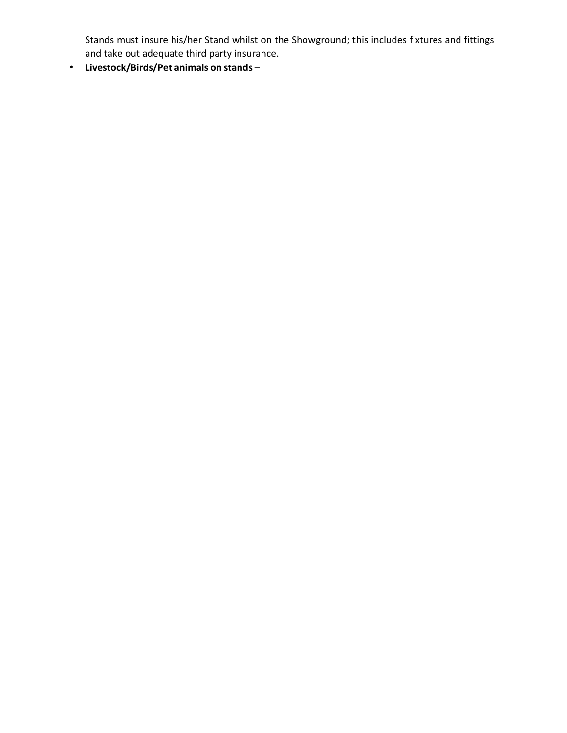Stands must insure his/her Stand whilst on the Showground; this includes fixtures and fittings and take out adequate third party insurance.

- **Livestock/Birds/Pet animals on stands** –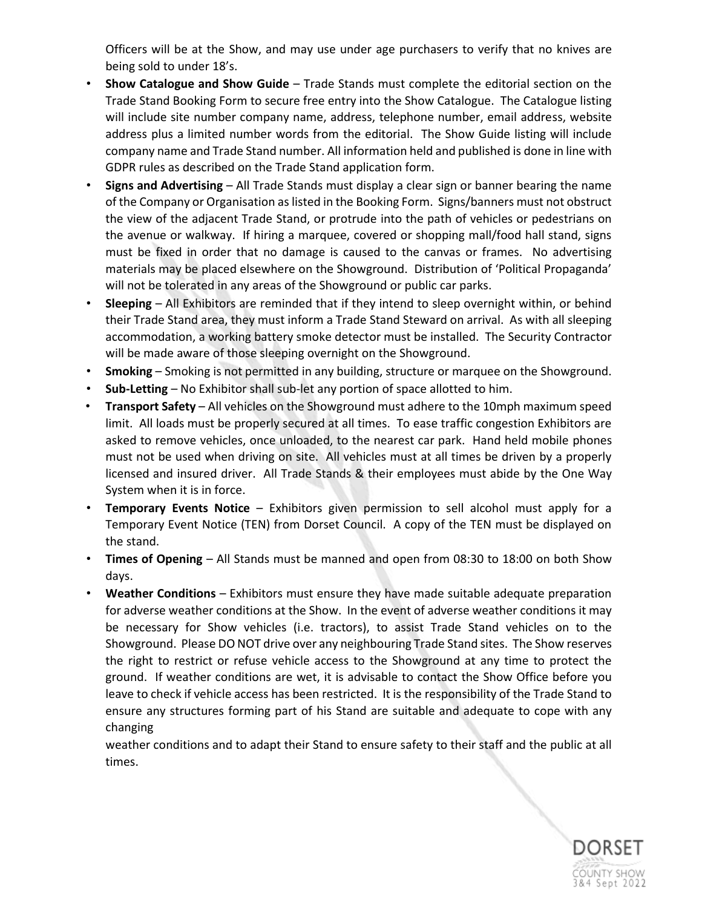Officers will be at the Show, and may use under age purchasers to verify that no knives are being sold to under 18's.

- **Show Catalogue and Show Guide** – Trade Stands must complete the editorial section on the Trade Stand Booking Form to secure free entry into the Show Catalogue. The Catalogue listing will include site number company name, address, telephone number, email address, website address plus a limited number words from the editorial. The Show Guide listing will include company name and Trade Stand number. All information held and published is done in line with GDPR rules as described on the Trade Stand application form.
- **Signs and Advertising** – All Trade Stands must display a clear sign or banner bearing the name of the Company or Organisation as listed in the Booking Form. Signs/banners must not obstruct the view of the adjacent Trade Stand, or protrude into the path of vehicles or pedestrians on the avenue or walkway. If hiring a marquee, covered or shopping mall/food hall stand, signs must be fixed in order that no damage is caused to the canvas or frames. No advertising materials may be placed elsewhere on the Showground. Distribution of 'Political Propaganda' will not be tolerated in any areas of the Showground or public car parks.
- **Sleeping** – All Exhibitors are reminded that if they intend to sleep overnight within, or behind their Trade Stand area, they must inform a Trade Stand Steward on arrival. As with all sleeping accommodation, a working battery smoke detector must be installed. The Security Contractor will be made aware of those sleeping overnight on the Showground.
- **Smoking** – Smoking is not permitted in any building, structure or marquee on the Showground.
- **Sub-Letting** – No Exhibitor shall sub-let any portion of space allotted to him.
- **Transport Safety** – All vehicles on the Showground must adhere to the 10mph maximum speed limit. All loads must be properly secured at all times. To ease traffic congestion Exhibitors are asked to remove vehicles, once unloaded, to the nearest car park. Hand held mobile phones must not be used when driving on site. All vehicles must at all times be driven by a properly licensed and insured driver. All Trade Stands & their employees must abide by the One Way System when it is in force.
- **Temporary Events Notice** – Exhibitors given permission to sell alcohol must apply for a Temporary Event Notice (TEN) from Dorset Council. A copy of the TEN must be displayed on the stand.
- **Times of Opening** – All Stands must be manned and open from 08:30 to 18:00 on both Show days.
- **Weather Conditions** – Exhibitors must ensure they have made suitable adequate preparation for adverse weather conditions at the Show. In the event of adverse weather conditions it may be necessary for Show vehicles (i.e. tractors), to assist Trade Stand vehicles on to the Showground. Please DO NOT drive over any neighbouring Trade Stand sites. The Show reserves the right to restrict or refuse vehicle access to the Showground at any time to protect the ground. If weather conditions are wet, it is advisable to contact the Show Office before you leave to check if vehicle access has been restricted. It is the responsibility of the Trade Stand to ensure any structures forming part of his Stand are suitable and adequate to cope with any changing weather conditions and to adapt their Stand to ensure safety to their staff and the public at all times.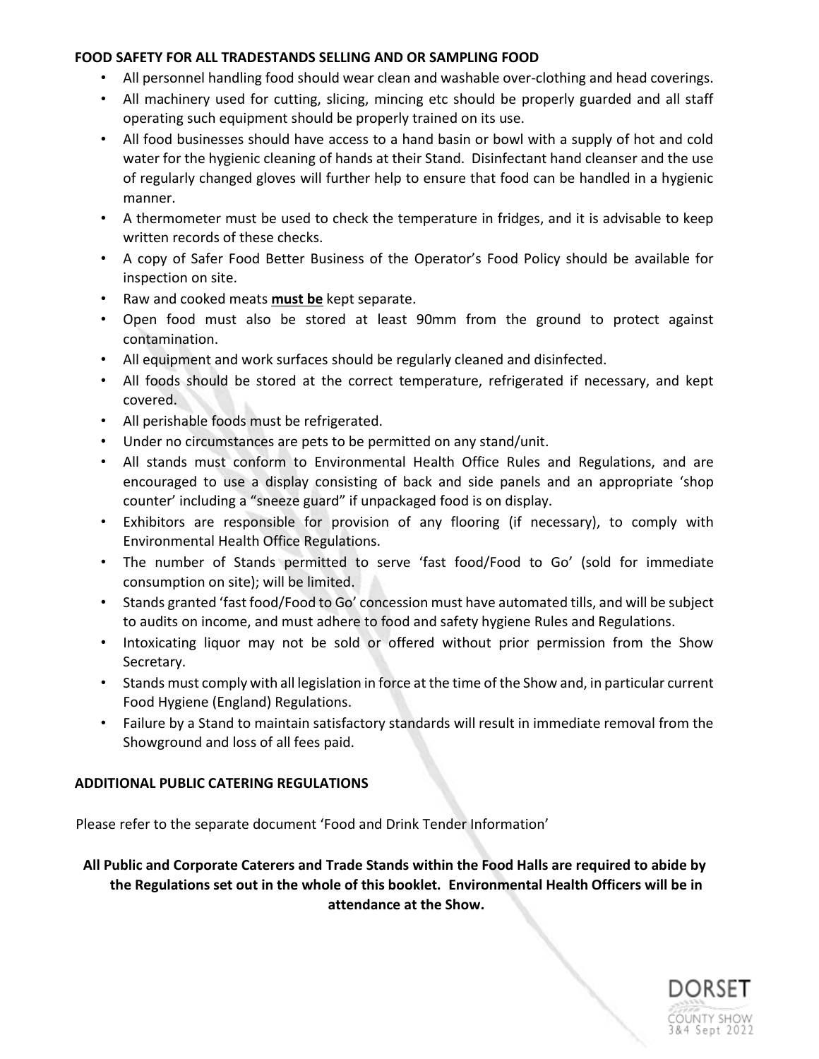**FOOD SAFETY FOR ALL TRADESTANDS SELLING AND OR SAMPLING FOOD**

- All personnel handling food should wear clean and washable over-clothing and head coverings.
- All machinery used for cutting, slicing, mincing etc should be properly guarded and all staff operating such equipment should be properly trained on its use.
- All food businesses should have access to a hand basin or bowl with a supply of hot and cold water for the hygienic cleaning of hands at their Stand. Disinfectant hand cleanser and the use of regularly changed gloves will further help to ensure that food can be handled in a hygienic manner.
- A thermometer must be used to check the temperature in fridges, and it is advisable to keep written records of these checks.
- A copy of Safer Food Better Business of the Operator's Food Policy should be available for inspection on site.
- Raw and cooked meats **must be** kept separate.
- Open food must also be stored at least 90mm from the ground to protect against contamination.
- All equipment and work surfaces should be regularly cleaned and disinfected.
- All foods should be stored at the correct temperature, refrigerated if necessary, and kept covered.
- All perishable foods must be refrigerated.
- Under no circumstances are pets to be permitted on any stand/unit.
- All stands must conform to Environmental Health Office Rules and Regulations, and are encouraged to use a display consisting of back and side panels and an appropriate 'shop counter' including a "sneeze guard" if unpackaged food is on display.
- Exhibitors are responsible for provision of any flooring (if necessary), to comply with Environmental Health Office Regulations.
- The number of Stands permitted to serve 'fast food/Food to Go' (sold for immediate consumption on site); will be limited.
- Stands granted 'fast food/Food to Go' concession must have automated tills, and will be subject to audits on income, and must adhere to food and safety hygiene Rules and Regulations.
- Intoxicating liquor may not be sold or offered without prior permission from the Show Secretary.
- Stands must comply with all legislation in force at the time of the Show and, in particular current Food Hygiene (England) Regulations.
- Failure by a Stand to maintain satisfactory standards will result in immediate removal from the Showground and loss of all fees paid.

**ADDITIONAL PUBLIC CATERING REGULATIONS**

Please refer to the separate document 'Food and Drink Tender Information'

**All Public and Corporate Caterers and Trade Stands within the Food Halls are required to abide by the Regulations set out in the whole of this booklet. Environmental Health Officers will be in attendance at the Show.**